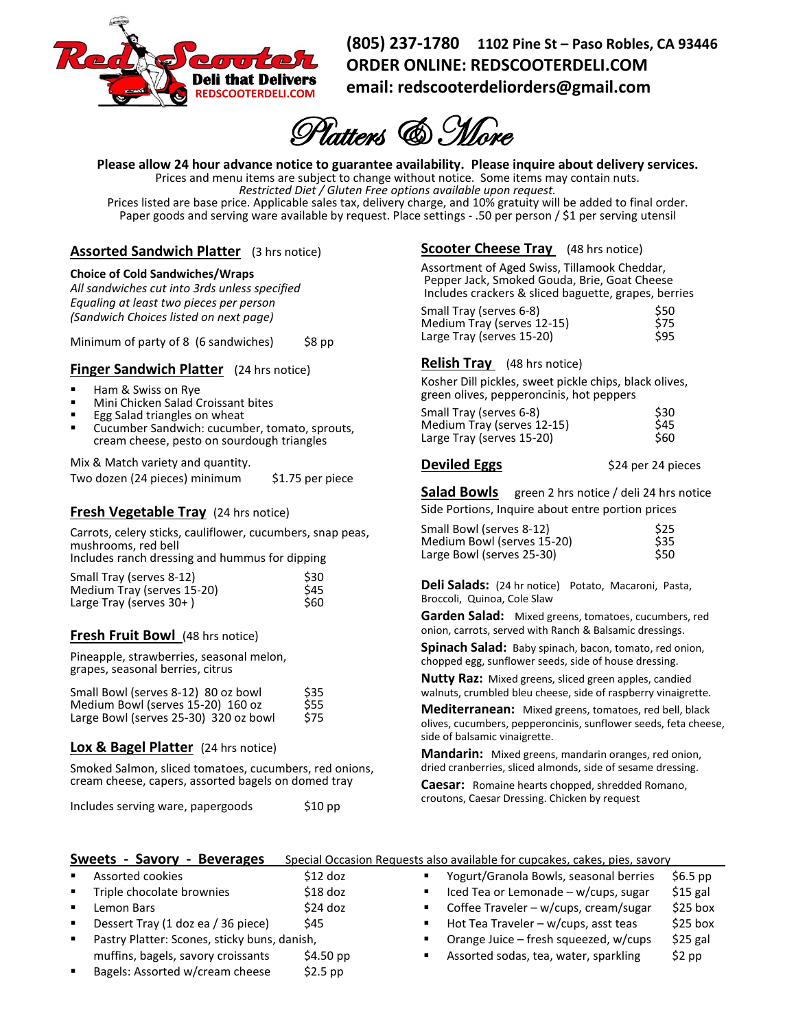Red Scooter Deli that Delivers
REDSCOOTERDELI.COM

**(805) 237-1780** **1102 Pine St – Paso Robles, CA 93446**
**ORDER ONLINE: REDSCOOTERDELI.COM**
**email: redscooterdeliorders@gmail.com**

# *Platters & More*

**Please allow 24 hour advance notice to guarantee availability. Please inquire about delivery services.**
Prices and menu items are subject to change without notice. Some items may contain nuts.
*Restricted Diet / Gluten Free options available upon request.*
Prices listed are base price. Applicable sales tax, delivery charge, and 10% gratuity will be added to final order.
Paper goods and serving ware available by request. Place settings - .50 per person / $1 per serving utensil

## Assorted Sandwich Platter (3 hrs notice)

**Choice of Cold Sandwiches/Wraps**
*All sandwiches cut into 3rds unless specified*
*Equaling at least two pieces per person*
*(Sandwich Choices listed on next page)*

Minimum of party of 8 (6 sandwiches) — $8 pp

## Finger Sandwich Platter (24 hrs notice)

- Ham & Swiss on Rye
- Mini Chicken Salad Croissant bites
- Egg Salad triangles on wheat
- Cucumber Sandwich: cucumber, tomato, sprouts, cream cheese, pesto on sourdough triangles

Mix & Match variety and quantity.
Two dozen (24 pieces) minimum — $1.75 per piece

## Fresh Vegetable Tray (24 hrs notice)

Carrots, celery sticks, cauliflower, cucumbers, snap peas, mushrooms, red bell
Includes ranch dressing and hummus for dipping

| Size | Price |
|---|---|
| Small Tray (serves 8-12) | $30 |
| Medium Tray (serves 15-20) | $45 |
| Large Tray (serves 30+ ) | $60 |

## Fresh Fruit Bowl (48 hrs notice)

Pineapple, strawberries, seasonal melon, grapes, seasonal berries, citrus

| Size | Price |
|---|---|
| Small Bowl (serves 8-12) 80 oz bowl | $35 |
| Medium Bowl (serves 15-20) 160 oz | $55 |
| Large Bowl (serves 25-30) 320 oz bowl | $75 |

## Lox & Bagel Platter (24 hrs notice)

Smoked Salmon, sliced tomatoes, cucumbers, red onions, cream cheese, capers, assorted bagels on domed tray

Includes serving ware, papergoods — $10 pp

## Scooter Cheese Tray (48 hrs notice)

Assortment of Aged Swiss, Tillamook Cheddar, Pepper Jack, Smoked Gouda, Brie, Goat Cheese
Includes crackers & sliced baguette, grapes, berries

| Size | Price |
|---|---|
| Small Tray (serves 6-8) | $50 |
| Medium Tray (serves 12-15) | $75 |
| Large Tray (serves 15-20) | $95 |

## Relish Tray (48 hrs notice)

Kosher Dill pickles, sweet pickle chips, black olives, green olives, pepperoncinis, hot peppers

| Size | Price |
|---|---|
| Small Tray (serves 6-8) | $30 |
| Medium Tray (serves 12-15) | $45 |
| Large Tray (serves 15-20) | $60 |

## Deviled Eggs — $24 per 24 pieces

## Salad Bowls green 2 hrs notice / deli 24 hrs notice

Side Portions, Inquire about entre portion prices

| Size | Price |
|---|---|
| Small Bowl (serves 8-12) | $25 |
| Medium Bowl (serves 15-20) | $35 |
| Large Bowl (serves 25-30) | $50 |

**Deli Salads:** (24 hr notice) Potato, Macaroni, Pasta, Broccoli, Quinoa, Cole Slaw

**Garden Salad:** Mixed greens, tomatoes, cucumbers, red onion, carrots, served with Ranch & Balsamic dressings.

**Spinach Salad:** Baby spinach, bacon, tomato, red onion, chopped egg, sunflower seeds, side of house dressing.

**Nutty Raz:** Mixed greens, sliced green apples, candied walnuts, crumbled bleu cheese, side of raspberry vinaigrette.

**Mediterranean:** Mixed greens, tomatoes, red bell, black olives, cucumbers, pepperoncinis, sunflower seeds, feta cheese, side of balsamic vinaigrette.

**Mandarin:** Mixed greens, mandarin oranges, red onion, dried cranberries, sliced almonds, side of sesame dressing.

**Caesar:** Romaine hearts chopped, shredded Romano, croutons, Caesar Dressing. Chicken by request

## Sweets - Savory - Beverages

Special Occasion Requests also available for cupcakes, cakes, pies, savory

- Assorted cookies — $12 doz
- Triple chocolate brownies — $18 doz
- Lemon Bars — $24 doz
- Dessert Tray (1 doz ea / 36 piece) — $45
- Pastry Platter: Scones, sticky buns, danish, muffins, bagels, savory croissants — $4.50 pp
- Bagels: Assorted w/cream cheese — $2.5 pp
- Yogurt/Granola Bowls, seasonal berries — $6.5 pp
- Iced Tea or Lemonade – w/cups, sugar — $15 gal
- Coffee Traveler – w/cups, cream/sugar — $25 box
- Hot Tea Traveler – w/cups, asst teas — $25 box
- Orange Juice – fresh squeezed, w/cups — $25 gal
- Assorted sodas, tea, water, sparkling — $2 pp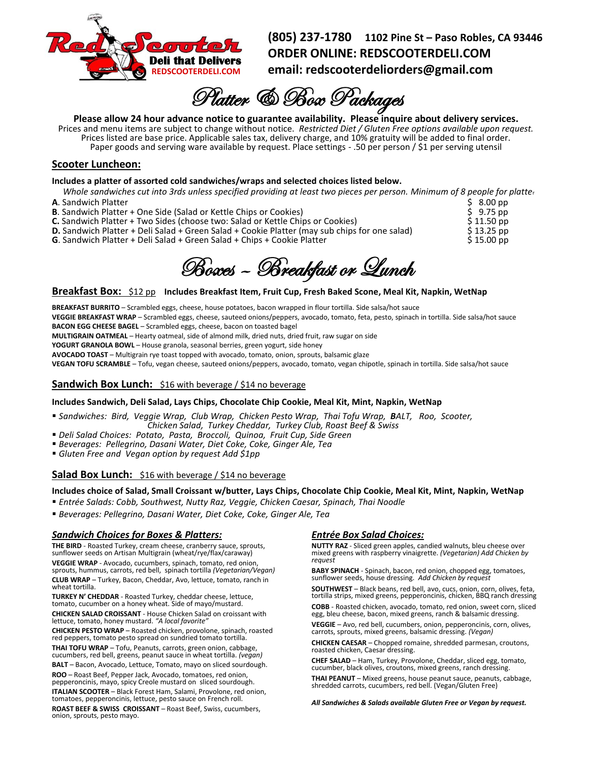**(805) 237-1780** **1102 Pine St – Paso Robles, CA 93446**
**ORDER ONLINE: REDSCOOTERDELI.COM**
**email: redscooterdeliorders@gmail.com**

# Platter & Box Packages

**Please allow 24 hour advance notice to guarantee availability. Please inquire about delivery services.**
Prices and menu items are subject to change without notice. *Restricted Diet / Gluten Free options available upon request.*
Prices listed are base price. Applicable sales tax, delivery charge, and 10% gratuity will be added to final order.
Paper goods and serving ware available by request. Place settings - .50 per person / $1 per serving utensil

## Scooter Luncheon:

**Includes a platter of assorted cold sandwiches/wraps and selected choices listed below.**
*Whole sandwiches cut into 3rds unless specified providing at least two pieces per person. Minimum of 8 people for platter*

| | |
|---|---|
| **A**. Sandwich Platter | $ 8.00 pp |
| **B**. Sandwich Platter + One Side (Salad or Kettle Chips or Cookies) | $ 9.75 pp |
| **C.** Sandwich Platter + Two Sides (choose two: Salad or Kettle Chips or Cookies) | $ 11.50 pp |
| **D.** Sandwich Platter + Deli Salad + Green Salad + Cookie Platter (may sub chips for one salad) | $ 13.25 pp |
| **G**. Sandwich Platter + Deli Salad + Green Salad + Chips + Cookie Platter | $ 15.00 pp |

# Boxes ~ Breakfast or Lunch

## Breakfast Box: $12 pp **Includes Breakfast Item, Fruit Cup, Fresh Baked Scone, Meal Kit, Napkin, WetNap**

**BREAKFAST BURRITO** – Scrambled eggs, cheese, house potatoes, bacon wrapped in flour tortilla. Side salsa/hot sauce
**VEGGIE BREAKFAST WRAP** – Scrambled eggs, cheese, sauteed onions/peppers, avocado, tomato, feta, pesto, spinach in tortilla. Side salsa/hot sauce
**BACON EGG CHEESE BAGEL** – Scrambled eggs, cheese, bacon on toasted bagel
**MULTIGRAIN OATMEAL** – Hearty oatmeal, side of almond milk, dried nuts, dried fruit, raw sugar on side
**YOGURT GRANOLA BOWL** – House granola, seasonal berries, green yogurt, side honey
**AVOCADO TOAST** – Multigrain rye toast topped with avocado, tomato, onion, sprouts, balsamic glaze
**VEGAN TOFU SCRAMBLE** – Tofu, vegan cheese, sauteed onions/peppers, avocado, tomato, vegan chipotle, spinach in tortilla. Side salsa/hot sauce

## Sandwich Box Lunch: $16 with beverage / $14 no beverage

**Includes Sandwich, Deli Salad, Lays Chips, Chocolate Chip Cookie, Meal Kit, Mint, Napkin, WetNap**

- *Sandwiches: Bird, Veggie Wrap, Club Wrap, Chicken Pesto Wrap, Thai Tofu Wrap, **B**ALT, Roo, Scooter, Chicken Salad, Turkey Cheddar, Turkey Club, Roast Beef & Swiss*
- *Deli Salad Choices: Potato, Pasta, Broccoli, Quinoa, Fruit Cup, Side Green*
- *Beverages: Pellegrino, Dasani Water, Diet Coke, Coke, Ginger Ale, Tea*
- *Gluten Free and Vegan option by request Add $1pp*

## Salad Box Lunch: $16 with beverage / $14 no beverage

**Includes choice of Salad, Small Croissant w/butter, Lays Chips, Chocolate Chip Cookie, Meal Kit, Mint, Napkin, WetNap**

- *Entrée Salads: Cobb, Southwest, Nutty Raz, Veggie, Chicken Caesar, Spinach, Thai Noodle*
- *Beverages: Pellegrino, Dasani Water, Diet Coke, Coke, Ginger Ale, Tea*

### *Sandwich Choices for Boxes & Platters:*

**THE BIRD** - Roasted Turkey, cream cheese, cranberry sauce, sprouts, sunflower seeds on Artisan Multigrain (wheat/rye/flax/caraway)

**VEGGIE WRAP** - Avocado, cucumbers, spinach, tomato, red onion, sprouts, hummus, carrots, red bell, spinach tortilla *(Vegetarian/Vegan)*

**CLUB WRAP** – Turkey, Bacon, Cheddar, Avo, lettuce, tomato, ranch in wheat tortilla.

**TURKEY N' CHEDDAR** - Roasted Turkey, cheddar cheese, lettuce, tomato, cucumber on a honey wheat. Side of mayo/mustard.

**CHICKEN SALAD CROISSANT** - House Chicken Salad on croissant with lettuce, tomato, honey mustard. *"A local favorite"*

**CHICKEN PESTO WRAP** – Roasted chicken, provolone, spinach, roasted red peppers, tomato pesto spread on sundried tomato tortilla.

**THAI TOFU WRAP** – Tofu, Peanuts, carrots, green onion, cabbage, cucumbers, red bell, greens, peanut sauce in wheat tortilla. *(vegan)*

**BALT** – Bacon, Avocado, Lettuce, Tomato, mayo on sliced sourdough.

**ROO** – Roast Beef, Pepper Jack, Avocado, tomatoes, red onion, pepperoncinis, mayo, spicy Creole mustard on sliced sourdough.

**ITALIAN SCOOTER** – Black Forest Ham, Salami, Provolone, red onion, tomatoes, pepperoncinis, lettuce, pesto sauce on French roll.

**ROAST BEEF & SWISS CROISSANT** – Roast Beef, Swiss, cucumbers, onion, sprouts, pesto mayo.

### *Entrée Box Salad Choices:*

**NUTTY RAZ** - Sliced green apples, candied walnuts, bleu cheese over mixed greens with raspberry vinaigrette. *(Vegetarian) Add Chicken by request*

**BABY SPINACH** - Spinach, bacon, red onion, chopped egg, tomatoes, sunflower seeds, house dressing. *Add Chicken by request*

**SOUTHWEST** – Black beans, red bell, avo, cucs, onion, corn, olives, feta, tortilla strips, mixed greens, pepperoncinis, chicken, BBQ ranch dressing

**COBB** - Roasted chicken, avocado, tomato, red onion, sweet corn, sliced egg, bleu cheese, bacon, mixed greens, ranch & balsamic dressing.

**VEGGIE** – Avo, red bell, cucumbers, onion, pepperoncinis, corn, olives, carrots, sprouts, mixed greens, balsamic dressing. *(Vegan)*

**CHICKEN CAESAR** – Chopped romaine, shredded parmesan, croutons, roasted chicken, Caesar dressing.

**CHEF SALAD** – Ham, Turkey, Provolone, Cheddar, sliced egg, tomato, cucumber, black olives, croutons, mixed greens, ranch dressing.

**THAI PEANUT** – Mixed greens, house peanut sauce, peanuts, cabbage, shredded carrots, cucumbers, red bell. (Vegan/Gluten Free)

***All Sandwiches & Salads available Gluten Free or Vegan by request.***